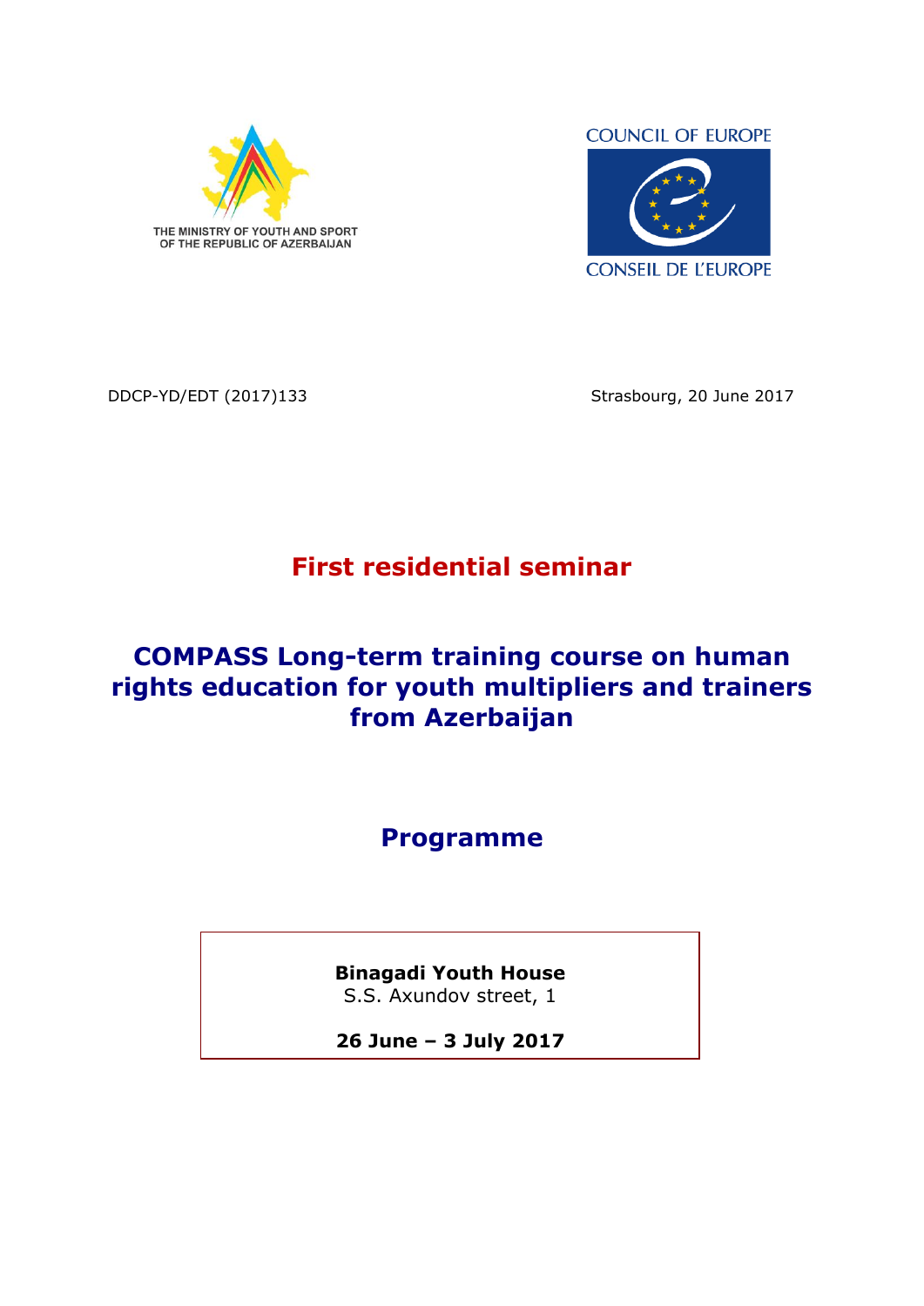THE MINISTRY OF YOUTH AND SPORT OF THE REPUBLIC OF AZERBAIJAN

COUNCIL OF EUROPE

CONSEIL DE L'EUROPE

DDCP-YD/EDT (2017)133

Strasbourg, 20 June 2017

# First residential seminar

# COMPASS Long-term training course on human rights education for youth multipliers and trainers from Azerbaijan

# Programme

**Binagadi Youth House**
S.S. Axundov street, 1

**26 June – 3 July 2017**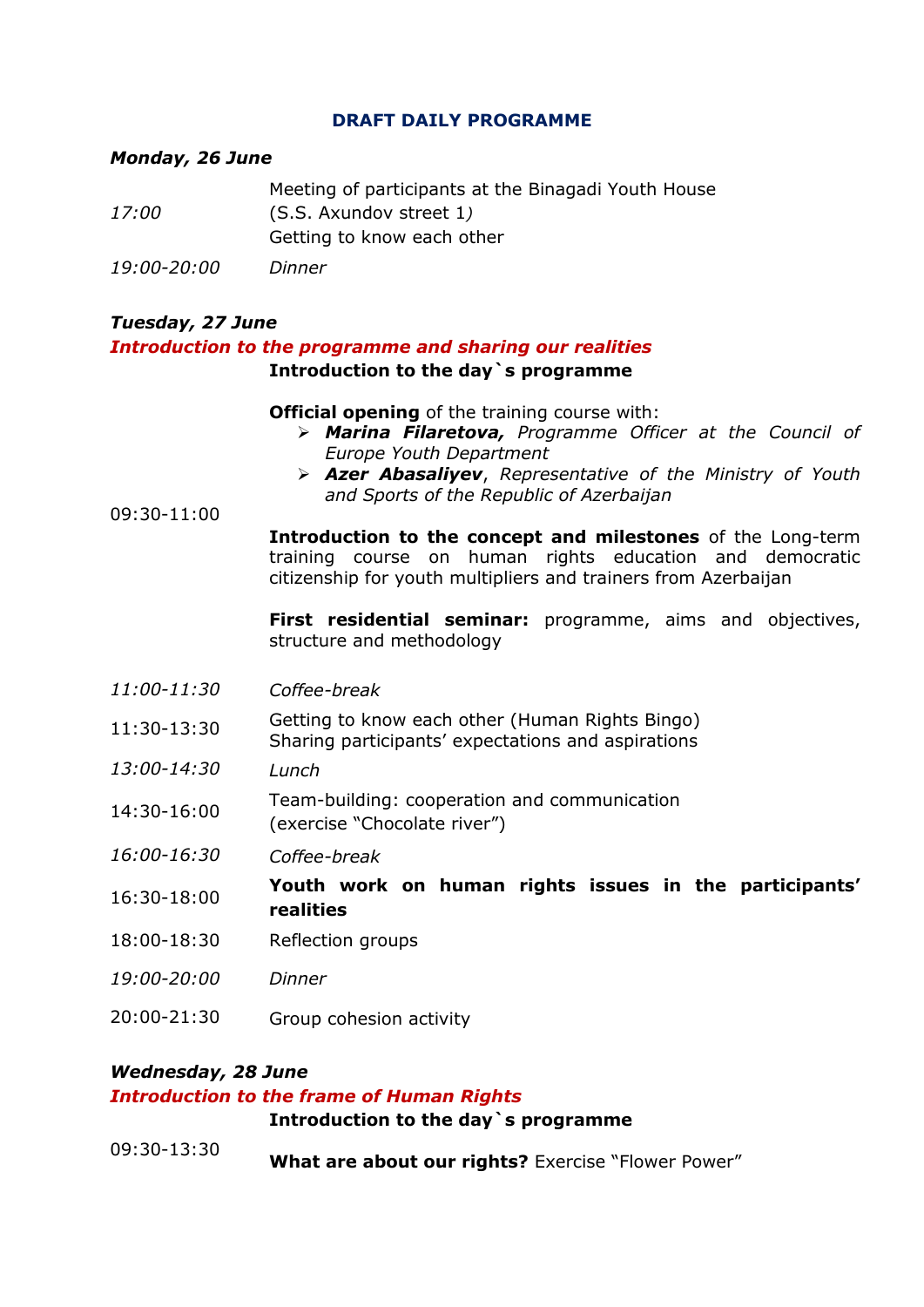## DRAFT DAILY PROGRAMME

### *Monday, 26 June*

| | |
|---|---|
| *17:00* | Meeting of participants at the Binagadi Youth House (S.S. Axundov street 1*)*<br>Getting to know each other |
| *19:00-20:00* | *Dinner* |

### *Tuesday, 27 June*

***Introduction to the programme and sharing our realities***

| | |
|---|---|
| 09:30-11:00 | **Introduction to the day`s programme**<br><br>**Official opening** of the training course with:<br>➢ ***Marina Filaretova,*** *Programme Officer at the Council of Europe Youth Department*<br>➢ ***Azer Abasaliyev****, Representative of the Ministry of Youth and Sports of the Republic of Azerbaijan*<br><br>**Introduction to the concept and milestones** of the Long-term training course on human rights education and democratic citizenship for youth multipliers and trainers from Azerbaijan<br><br>**First residential seminar:** programme, aims and objectives, structure and methodology |
| *11:00-11:30* | *Coffee-break* |
| 11:30-13:30 | Getting to know each other (Human Rights Bingo)<br>Sharing participants' expectations and aspirations |
| *13:00-14:30* | *Lunch* |
| 14:30-16:00 | Team-building: cooperation and communication (exercise "Chocolate river") |
| *16:00-16:30* | *Coffee-break* |
| 16:30-18:00 | **Youth work on human rights issues in the participants' realities** |
| 18:00-18:30 | Reflection groups |
| *19:00-20:00* | *Dinner* |
| 20:00-21:30 | Group cohesion activity |

### *Wednesday, 28 June*

***Introduction to the frame of Human Rights***

| | |
|---|---|
| 09:30-13:30 | **Introduction to the day`s programme**<br><br>**What are about our rights?** Exercise "Flower Power" |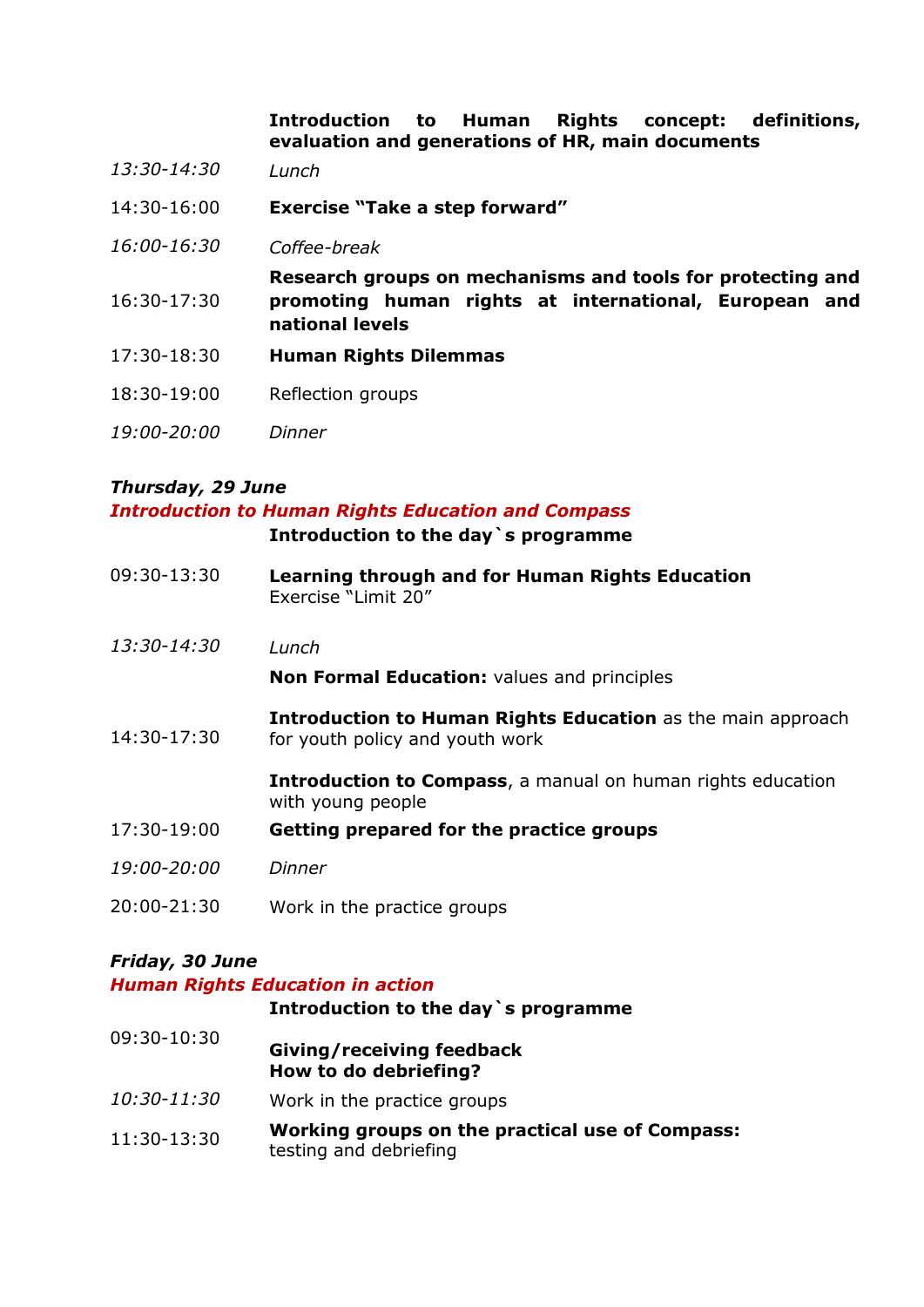| | |
|---|---|
| | **Introduction to Human Rights concept: definitions, evaluation and generations of HR, main documents** |
| *13:30-14:30* | *Lunch* |
| 14:30-16:00 | **Exercise "Take a step forward"** |
| *16:00-16:30* | *Coffee-break* |
| 16:30-17:30 | **Research groups on mechanisms and tools for protecting and promoting human rights at international, European and national levels** |
| 17:30-18:30 | **Human Rights Dilemmas** |
| 18:30-19:00 | Reflection groups |
| *19:00-20:00* | *Dinner* |

***Thursday, 29 June***

***Introduction to Human Rights Education and Compass***

| | |
|---|---|
| | **Introduction to the day`s programme** |
| 09:30-13:30 | **Learning through and for Human Rights Education**<br>Exercise "Limit 20" |
| *13:30-14:30* | *Lunch* |
| 14:30-17:30 | **Non Formal Education:** values and principles<br><br>**Introduction to Human Rights Education** as the main approach for youth policy and youth work<br><br>**Introduction to Compass**, a manual on human rights education with young people |
| 17:30-19:00 | **Getting prepared for the practice groups** |
| *19:00-20:00* | *Dinner* |
| 20:00-21:30 | Work in the practice groups |

***Friday, 30 June***

***Human Rights Education in action***

| | |
|---|---|
| | **Introduction to the day`s programme** |
| 09:30-10:30 | **Giving/receiving feedback**<br>**How to do debriefing?** |
| *10:30-11:30* | Work in the practice groups |
| 11:30-13:30 | **Working groups on the practical use of Compass:** testing and debriefing |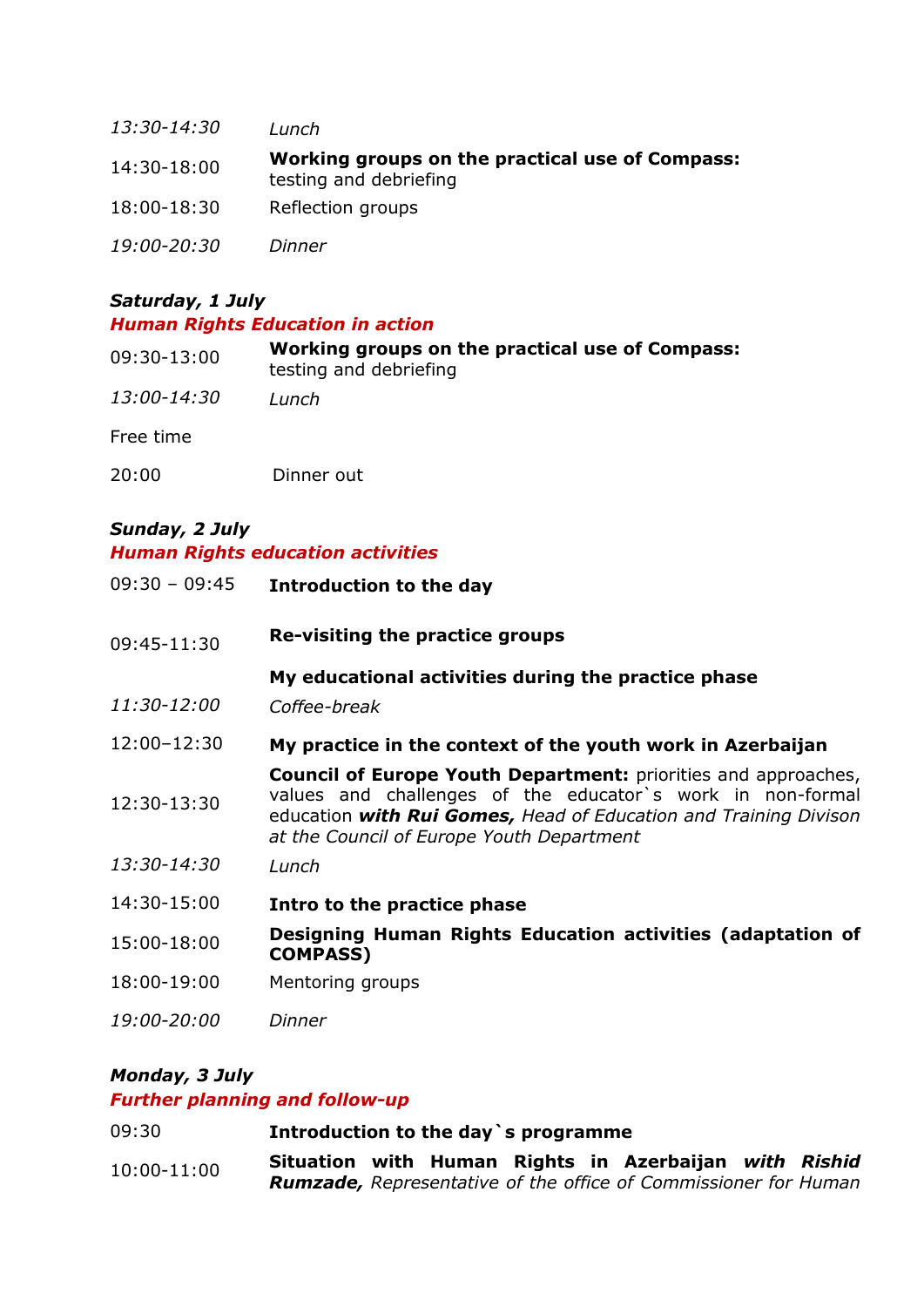| | |
|---|---|
| *13:30-14:30* | *Lunch* |
| 14:30-18:00 | **Working groups on the practical use of Compass:** testing and debriefing |
| 18:00-18:30 | Reflection groups |
| *19:00-20:30* | *Dinner* |

***Saturday, 1 July***

***Human Rights Education in action***

| | |
|---|---|
| 09:30-13:00 | **Working groups on the practical use of Compass:** testing and debriefing |
| *13:00-14:30* | *Lunch* |
| Free time | |
| 20:00 | Dinner out |

***Sunday, 2 July***

***Human Rights education activities***

| | |
|---|---|
| 09:30 – 09:45 | **Introduction to the day** |
| 09:45-11:30 | **Re-visiting the practice groups** |
| | **My educational activities during the practice phase** |
| *11:30-12:00* | *Coffee-break* |
| 12:00–12:30 | **My practice in the context of the youth work in Azerbaijan** |
| 12:30-13:30 | **Council of Europe Youth Department:** priorities and approaches, values and challenges of the educator`s work in non-formal education ***with Rui Gomes,*** *Head of Education and Training Divison at the Council of Europe Youth Department* |
| *13:30-14:30* | *Lunch* |
| 14:30-15:00 | **Intro to the practice phase** |
| 15:00-18:00 | **Designing Human Rights Education activities (adaptation of COMPASS)** |
| 18:00-19:00 | Mentoring groups |
| *19:00-20:00* | *Dinner* |

***Monday, 3 July***

***Further planning and follow-up***

| | |
|---|---|
| 09:30 | **Introduction to the day`s programme** |
| 10:00-11:00 | **Situation with Human Rights in Azerbaijan** ***with Rishid Rumzade,*** *Representative of the office of Commissioner for Human* |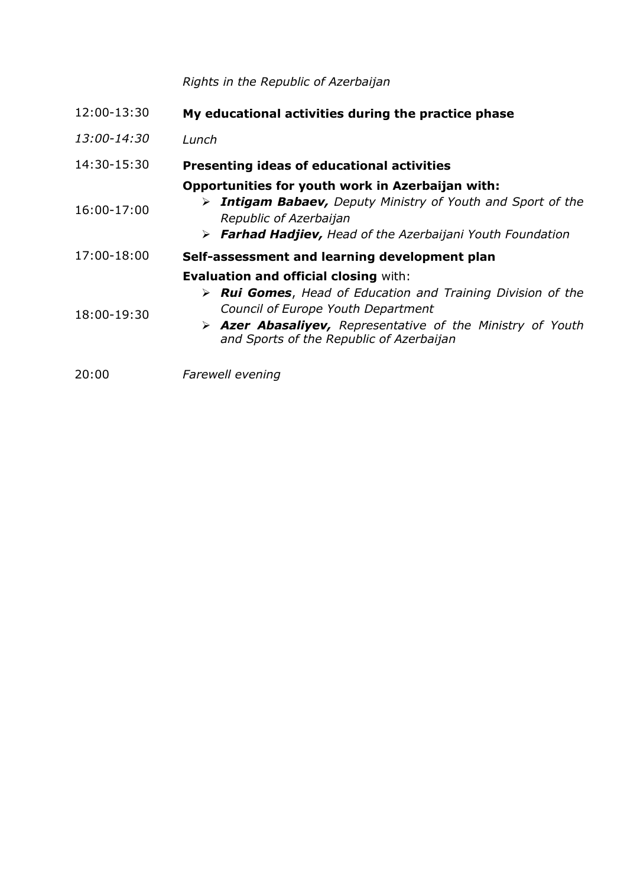*Rights in the Republic of Azerbaijan*

| | |
|---|---|
| 12:00-13:30 | **My educational activities during the practice phase** |
| *13:00-14:30* | *Lunch* |
| 14:30-15:30 | **Presenting ideas of educational activities** |
| 16:00-17:00 | **Opportunities for youth work in Azerbaijan with:** ➢ ***Intigam Babaev,*** *Deputy Ministry of Youth and Sport of the Republic of Azerbaijan* ➢ ***Farhad Hadjiev,*** *Head of the Azerbaijani Youth Foundation* |
| 17:00-18:00 | **Self-assessment and learning development plan** |
| 18:00-19:30 | **Evaluation and official closing** with: ➢ ***Rui Gomes***, *Head of Education and Training Division of the Council of Europe Youth Department* ➢ ***Azer Abasaliyev,*** *Representative of the Ministry of Youth and Sports of the Republic of Azerbaijan* |
| 20:00 | *Farewell evening* |